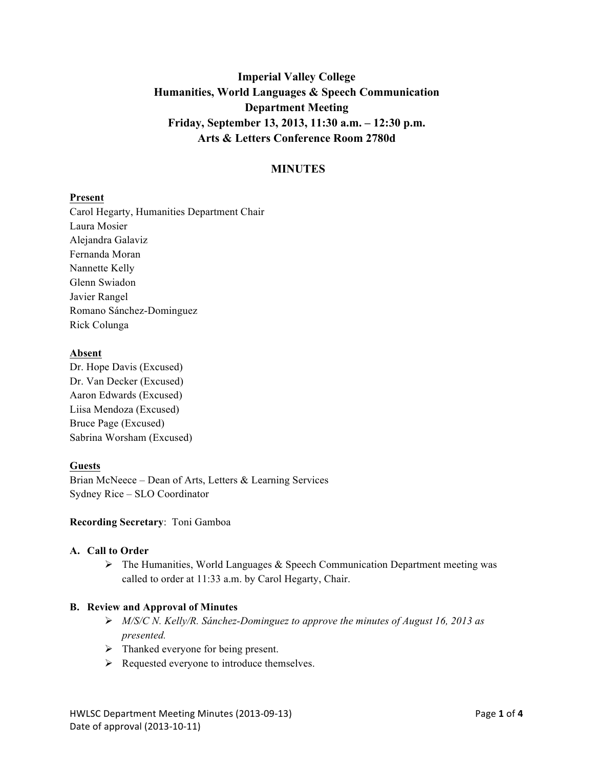# Imperial Valley College
## Humanities, World Languages & Speech Communication
## Department Meeting
## Friday, September 13, 2013, 11:30 a.m. – 12:30 p.m.
## Arts & Letters Conference Room 2780d

## MINUTES

**Present**

Carol Hegarty, Humanities Department Chair
Laura Mosier
Alejandra Galaviz
Fernanda Moran
Nannette Kelly
Glenn Swiadon
Javier Rangel
Romano Sánchez-Dominguez
Rick Colunga

**Absent**

Dr. Hope Davis (Excused)
Dr. Van Decker (Excused)
Aaron Edwards (Excused)
Liisa Mendoza (Excused)
Bruce Page (Excused)
Sabrina Worsham (Excused)

**Guests**

Brian McNeece – Dean of Arts, Letters & Learning Services
Sydney Rice – SLO Coordinator

**Recording Secretary**: Toni Gamboa

### A. Call to Order

- The Humanities, World Languages & Speech Communication Department meeting was called to order at 11:33 a.m. by Carol Hegarty, Chair.

### B. Review and Approval of Minutes

- *M/S/C N. Kelly/R. Sánchez-Dominguez to approve the minutes of August 16, 2013 as presented.*
- Thanked everyone for being present.
- Requested everyone to introduce themselves.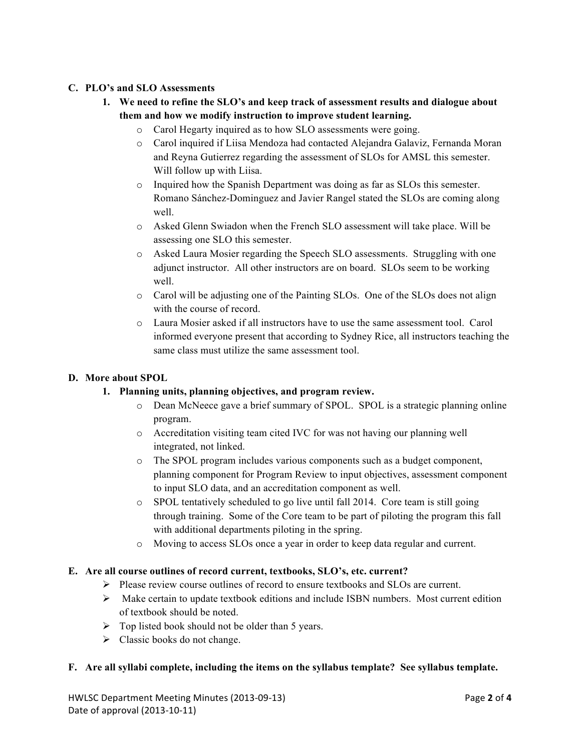**C. PLO's and SLO Assessments**

1. **We need to refine the SLO's and keep track of assessment results and dialogue about them and how we modify instruction to improve student learning.**
   - Carol Hegarty inquired as to how SLO assessments were going.
   - Carol inquired if Liisa Mendoza had contacted Alejandra Galaviz, Fernanda Moran and Reyna Gutierrez regarding the assessment of SLOs for AMSL this semester. Will follow up with Liisa.
   - Inquired how the Spanish Department was doing as far as SLOs this semester. Romano Sánchez-Dominguez and Javier Rangel stated the SLOs are coming along well.
   - Asked Glenn Swiadon when the French SLO assessment will take place. Will be assessing one SLO this semester.
   - Asked Laura Mosier regarding the Speech SLO assessments. Struggling with one adjunct instructor. All other instructors are on board. SLOs seem to be working well.
   - Carol will be adjusting one of the Painting SLOs. One of the SLOs does not align with the course of record.
   - Laura Mosier asked if all instructors have to use the same assessment tool. Carol informed everyone present that according to Sydney Rice, all instructors teaching the same class must utilize the same assessment tool.

**D. More about SPOL**

1. **Planning units, planning objectives, and program review.**
   - Dean McNeece gave a brief summary of SPOL. SPOL is a strategic planning online program.
   - Accreditation visiting team cited IVC for was not having our planning well integrated, not linked.
   - The SPOL program includes various components such as a budget component, planning component for Program Review to input objectives, assessment component to input SLO data, and an accreditation component as well.
   - SPOL tentatively scheduled to go live until fall 2014. Core team is still going through training. Some of the Core team to be part of piloting the program this fall with additional departments piloting in the spring.
   - Moving to access SLOs once a year in order to keep data regular and current.

**E. Are all course outlines of record current, textbooks, SLO's, etc. current?**

- Please review course outlines of record to ensure textbooks and SLOs are current.
- Make certain to update textbook editions and include ISBN numbers. Most current edition of textbook should be noted.
- Top listed book should not be older than 5 years.
- Classic books do not change.

**F. Are all syllabi complete, including the items on the syllabus template? See syllabus template.**

HWLSC Department Meeting Minutes (2013-09-13)
Date of approval (2013-10-11)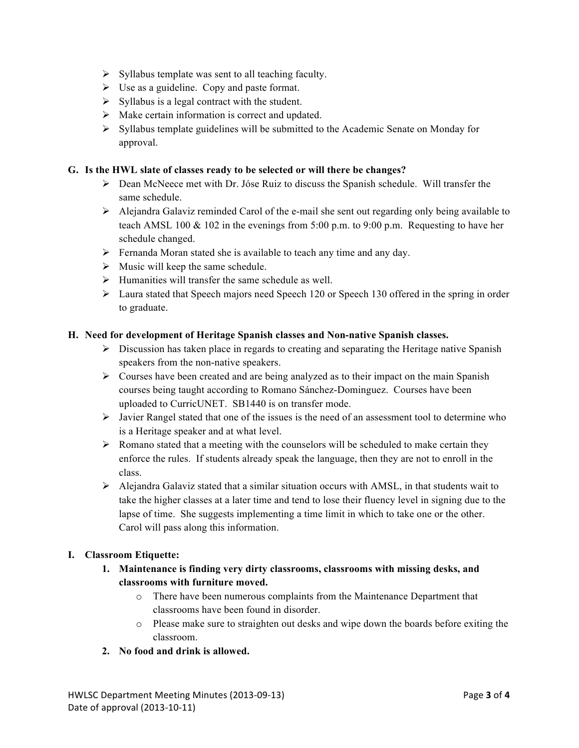- Syllabus template was sent to all teaching faculty.
- Use as a guideline. Copy and paste format.
- Syllabus is a legal contract with the student.
- Make certain information is correct and updated.
- Syllabus template guidelines will be submitted to the Academic Senate on Monday for approval.

**G. Is the HWL slate of classes ready to be selected or will there be changes?**

- Dean McNeece met with Dr. Jóse Ruiz to discuss the Spanish schedule. Will transfer the same schedule.
- Alejandra Galaviz reminded Carol of the e-mail she sent out regarding only being available to teach AMSL 100 & 102 in the evenings from 5:00 p.m. to 9:00 p.m. Requesting to have her schedule changed.
- Fernanda Moran stated she is available to teach any time and any day.
- Music will keep the same schedule.
- Humanities will transfer the same schedule as well.
- Laura stated that Speech majors need Speech 120 or Speech 130 offered in the spring in order to graduate.

**H. Need for development of Heritage Spanish classes and Non-native Spanish classes.**

- Discussion has taken place in regards to creating and separating the Heritage native Spanish speakers from the non-native speakers.
- Courses have been created and are being analyzed as to their impact on the main Spanish courses being taught according to Romano Sánchez-Dominguez. Courses have been uploaded to CurricUNET. SB1440 is on transfer mode.
- Javier Rangel stated that one of the issues is the need of an assessment tool to determine who is a Heritage speaker and at what level.
- Romano stated that a meeting with the counselors will be scheduled to make certain they enforce the rules. If students already speak the language, then they are not to enroll in the class.
- Alejandra Galaviz stated that a similar situation occurs with AMSL, in that students wait to take the higher classes at a later time and tend to lose their fluency level in signing due to the lapse of time. She suggests implementing a time limit in which to take one or the other. Carol will pass along this information.

**I. Classroom Etiquette:**

1. **Maintenance is finding very dirty classrooms, classrooms with missing desks, and classrooms with furniture moved.**
   - There have been numerous complaints from the Maintenance Department that classrooms have been found in disorder.
   - Please make sure to straighten out desks and wipe down the boards before exiting the classroom.
2. **No food and drink is allowed.**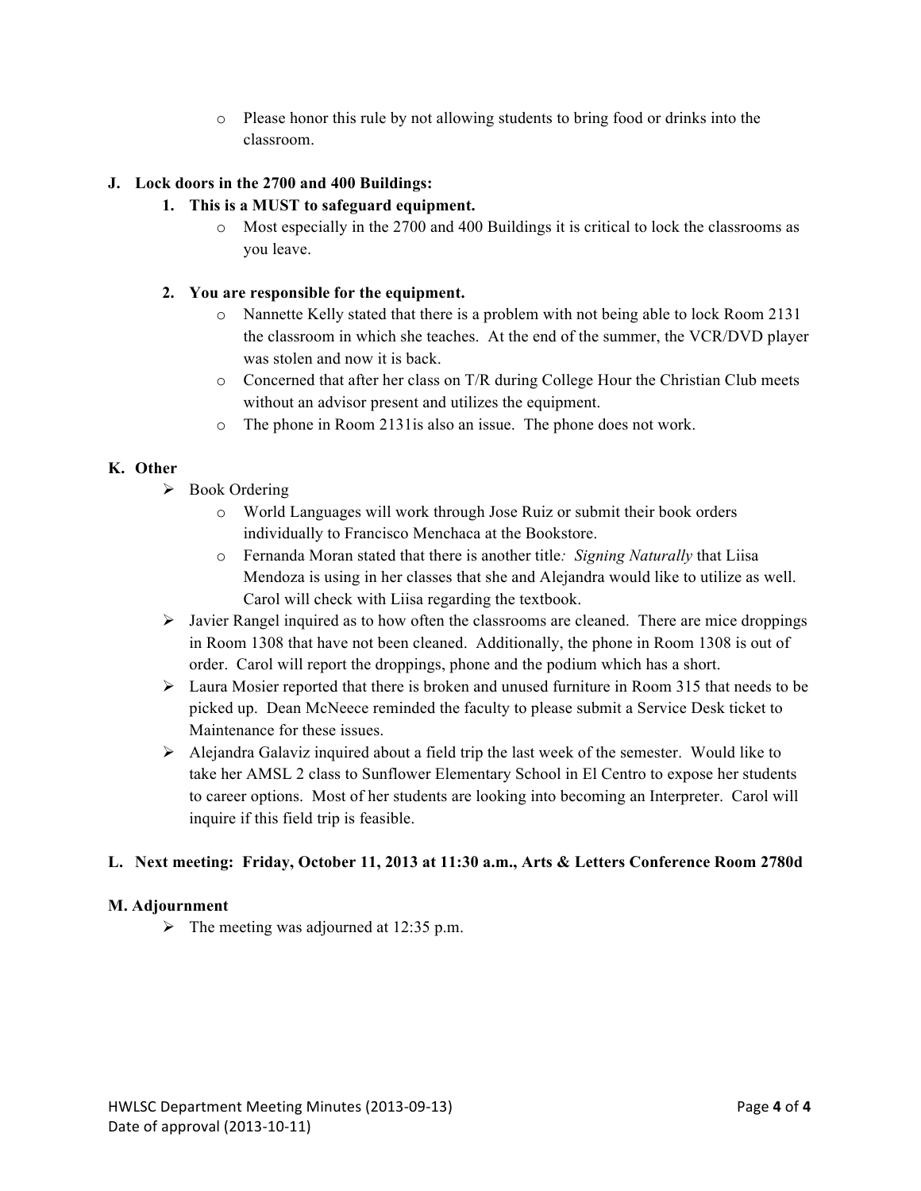- Please honor this rule by not allowing students to bring food or drinks into the classroom.

**J. Lock doors in the 2700 and 400 Buildings:**

**1. This is a MUST to safeguard equipment.**

- Most especially in the 2700 and 400 Buildings it is critical to lock the classrooms as you leave.

**2. You are responsible for the equipment.**

- Nannette Kelly stated that there is a problem with not being able to lock Room 2131 the classroom in which she teaches. At the end of the summer, the VCR/DVD player was stolen and now it is back.
- Concerned that after her class on T/R during College Hour the Christian Club meets without an advisor present and utilizes the equipment.
- The phone in Room 2131is also an issue. The phone does not work.

**K. Other**

- Book Ordering
  - World Languages will work through Jose Ruiz or submit their book orders individually to Francisco Menchaca at the Bookstore.
  - Fernanda Moran stated that there is another title*: Signing Naturally* that Liisa Mendoza is using in her classes that she and Alejandra would like to utilize as well. Carol will check with Liisa regarding the textbook.
- Javier Rangel inquired as to how often the classrooms are cleaned. There are mice droppings in Room 1308 that have not been cleaned. Additionally, the phone in Room 1308 is out of order. Carol will report the droppings, phone and the podium which has a short.
- Laura Mosier reported that there is broken and unused furniture in Room 315 that needs to be picked up. Dean McNeece reminded the faculty to please submit a Service Desk ticket to Maintenance for these issues.
- Alejandra Galaviz inquired about a field trip the last week of the semester. Would like to take her AMSL 2 class to Sunflower Elementary School in El Centro to expose her students to career options. Most of her students are looking into becoming an Interpreter. Carol will inquire if this field trip is feasible.

**L. Next meeting: Friday, October 11, 2013 at 11:30 a.m., Arts & Letters Conference Room 2780d**

**M. Adjournment**

- The meeting was adjourned at 12:35 p.m.

HWLSC Department Meeting Minutes (2013-09-13)
Date of approval (2013-10-11)